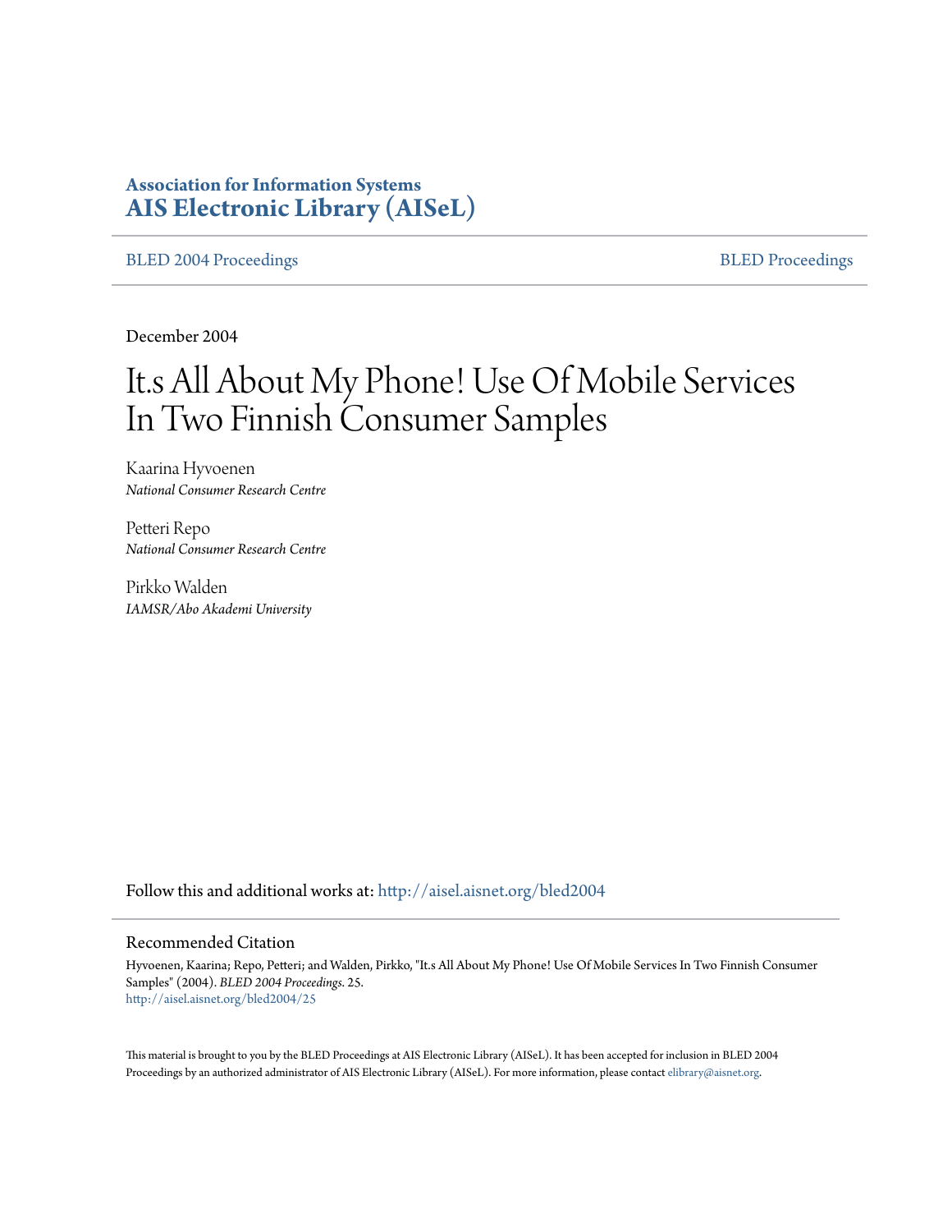**Association for Information Systems**
**AIS Electronic Library (AISeL)**

BLED 2004 Proceedings | BLED Proceedings

December 2004

# It.s All About My Phone! Use Of Mobile Services In Two Finnish Consumer Samples

Kaarina Hyvoenen
*National Consumer Research Centre*

Petteri Repo
*National Consumer Research Centre*

Pirkko Walden
*IAMSR/Abo Akademi University*

Follow this and additional works at: http://aisel.aisnet.org/bled2004

## Recommended Citation

Hyvoenen, Kaarina; Repo, Petteri; and Walden, Pirkko, "It.s All About My Phone! Use Of Mobile Services In Two Finnish Consumer Samples" (2004). *BLED 2004 Proceedings*. 25.
http://aisel.aisnet.org/bled2004/25

This material is brought to you by the BLED Proceedings at AIS Electronic Library (AISeL). It has been accepted for inclusion in BLED 2004 Proceedings by an authorized administrator of AIS Electronic Library (AISeL). For more information, please contact elibrary@aisnet.org.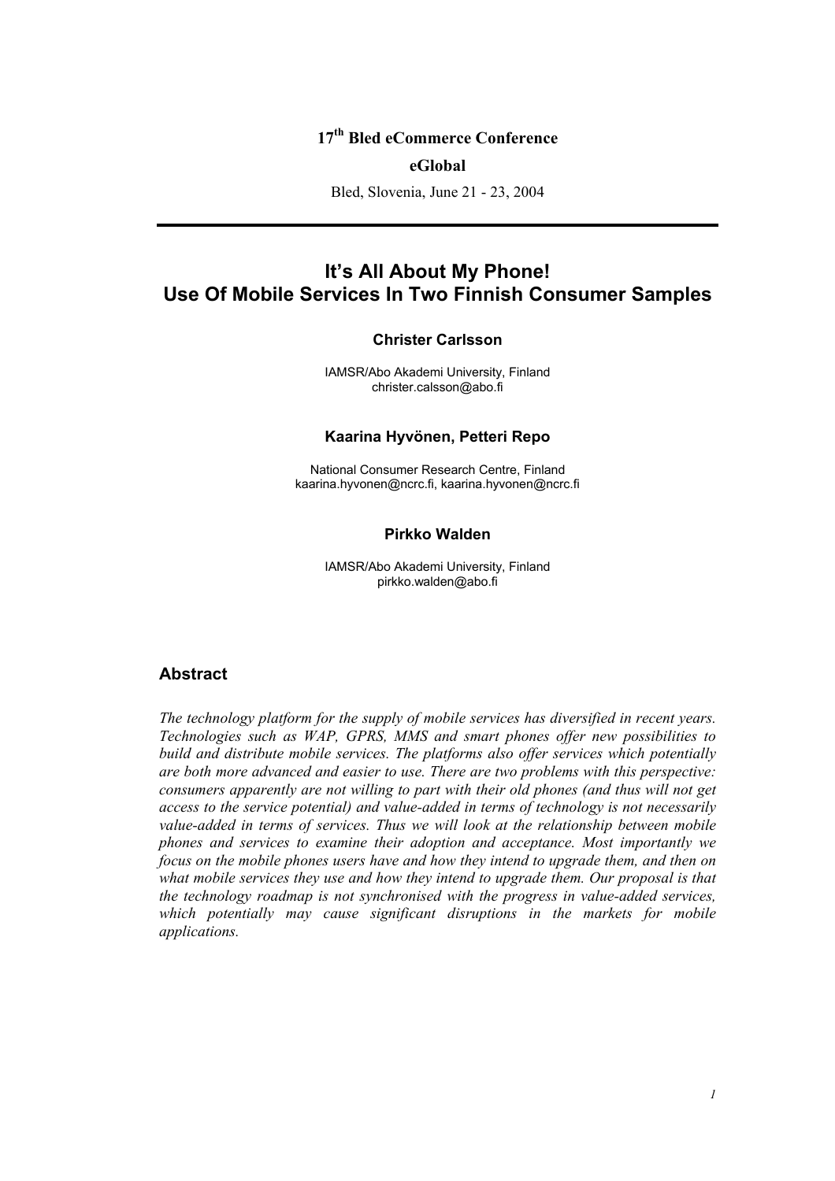**17th Bled eCommerce Conference**

**eGlobal**

Bled, Slovenia, June 21 - 23, 2004

# It's All About My Phone! Use Of Mobile Services In Two Finnish Consumer Samples

**Christer Carlsson**

IAMSR/Abo Akademi University, Finland
christer.calsson@abo.fi

**Kaarina Hyvönen, Petteri Repo**

National Consumer Research Centre, Finland
kaarina.hyvonen@ncrc.fi, kaarina.hyvonen@ncrc.fi

**Pirkko Walden**

IAMSR/Abo Akademi University, Finland
pirkko.walden@abo.fi

## Abstract

*The technology platform for the supply of mobile services has diversified in recent years. Technologies such as WAP, GPRS, MMS and smart phones offer new possibilities to build and distribute mobile services. The platforms also offer services which potentially are both more advanced and easier to use. There are two problems with this perspective: consumers apparently are not willing to part with their old phones (and thus will not get access to the service potential) and value-added in terms of technology is not necessarily value-added in terms of services. Thus we will look at the relationship between mobile phones and services to examine their adoption and acceptance. Most importantly we focus on the mobile phones users have and how they intend to upgrade them, and then on what mobile services they use and how they intend to upgrade them. Our proposal is that the technology roadmap is not synchronised with the progress in value-added services, which potentially may cause significant disruptions in the markets for mobile applications.*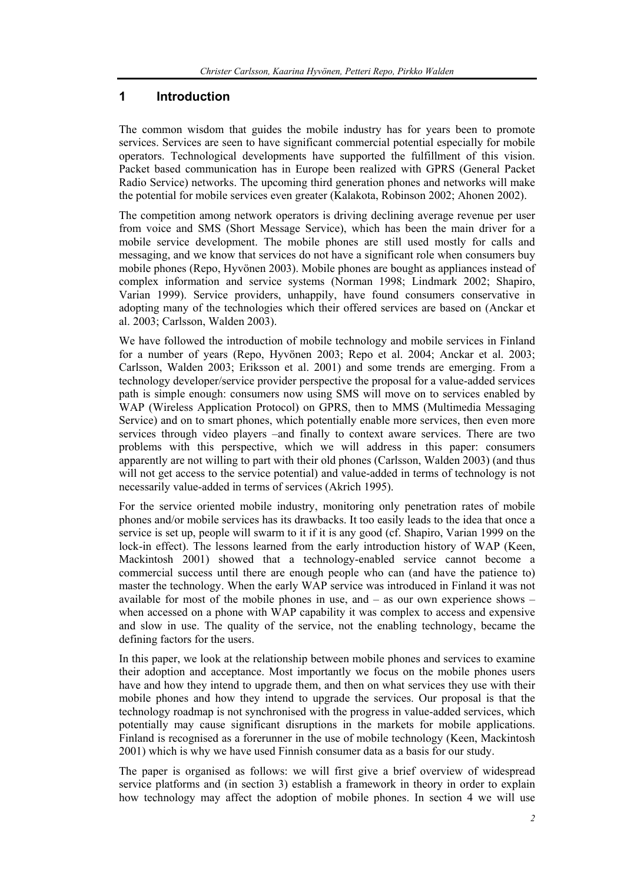# 1 Introduction

The common wisdom that guides the mobile industry has for years been to promote services. Services are seen to have significant commercial potential especially for mobile operators. Technological developments have supported the fulfillment of this vision. Packet based communication has in Europe been realized with GPRS (General Packet Radio Service) networks. The upcoming third generation phones and networks will make the potential for mobile services even greater (Kalakota, Robinson 2002; Ahonen 2002).

The competition among network operators is driving declining average revenue per user from voice and SMS (Short Message Service), which has been the main driver for a mobile service development. The mobile phones are still used mostly for calls and messaging, and we know that services do not have a significant role when consumers buy mobile phones (Repo, Hyvönen 2003). Mobile phones are bought as appliances instead of complex information and service systems (Norman 1998; Lindmark 2002; Shapiro, Varian 1999). Service providers, unhappily, have found consumers conservative in adopting many of the technologies which their offered services are based on (Anckar et al. 2003; Carlsson, Walden 2003).

We have followed the introduction of mobile technology and mobile services in Finland for a number of years (Repo, Hyvönen 2003; Repo et al. 2004; Anckar et al. 2003; Carlsson, Walden 2003; Eriksson et al. 2001) and some trends are emerging. From a technology developer/service provider perspective the proposal for a value-added services path is simple enough: consumers now using SMS will move on to services enabled by WAP (Wireless Application Protocol) on GPRS, then to MMS (Multimedia Messaging Service) and on to smart phones, which potentially enable more services, then even more services through video players –and finally to context aware services. There are two problems with this perspective, which we will address in this paper: consumers apparently are not willing to part with their old phones (Carlsson, Walden 2003) (and thus will not get access to the service potential) and value-added in terms of technology is not necessarily value-added in terms of services (Akrich 1995).

For the service oriented mobile industry, monitoring only penetration rates of mobile phones and/or mobile services has its drawbacks. It too easily leads to the idea that once a service is set up, people will swarm to it if it is any good (cf. Shapiro, Varian 1999 on the lock-in effect). The lessons learned from the early introduction history of WAP (Keen, Mackintosh 2001) showed that a technology-enabled service cannot become a commercial success until there are enough people who can (and have the patience to) master the technology. When the early WAP service was introduced in Finland it was not available for most of the mobile phones in use, and – as our own experience shows – when accessed on a phone with WAP capability it was complex to access and expensive and slow in use. The quality of the service, not the enabling technology, became the defining factors for the users.

In this paper, we look at the relationship between mobile phones and services to examine their adoption and acceptance. Most importantly we focus on the mobile phones users have and how they intend to upgrade them, and then on what services they use with their mobile phones and how they intend to upgrade the services. Our proposal is that the technology roadmap is not synchronised with the progress in value-added services, which potentially may cause significant disruptions in the markets for mobile applications. Finland is recognised as a forerunner in the use of mobile technology (Keen, Mackintosh 2001) which is why we have used Finnish consumer data as a basis for our study.

The paper is organised as follows: we will first give a brief overview of widespread service platforms and (in section 3) establish a framework in theory in order to explain how technology may affect the adoption of mobile phones. In section 4 we will use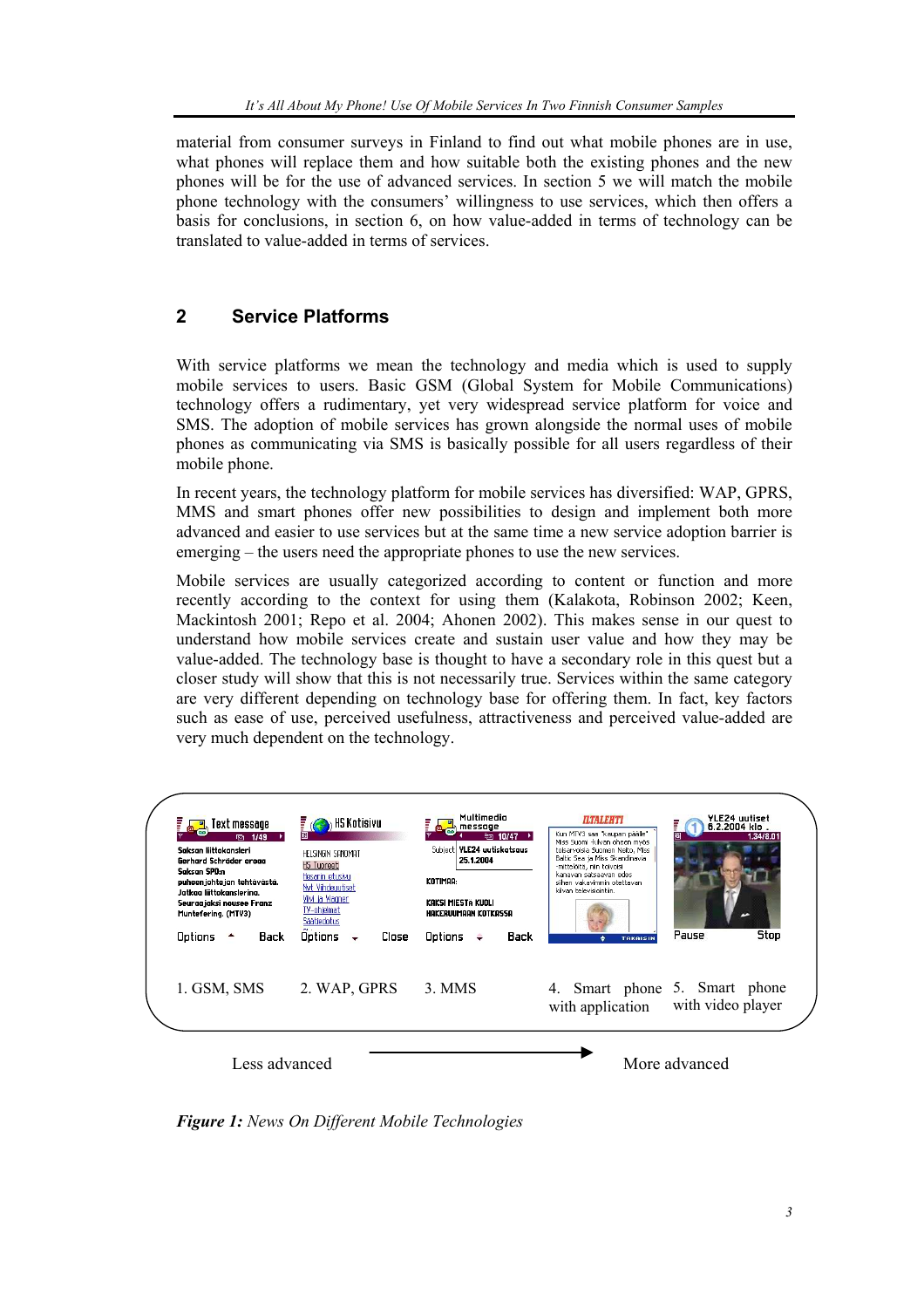material from consumer surveys in Finland to find out what mobile phones are in use, what phones will replace them and how suitable both the existing phones and the new phones will be for the use of advanced services. In section 5 we will match the mobile phone technology with the consumers' willingness to use services, which then offers a basis for conclusions, in section 6, on how value-added in terms of technology can be translated to value-added in terms of services.

## 2 Service Platforms

With service platforms we mean the technology and media which is used to supply mobile services to users. Basic GSM (Global System for Mobile Communications) technology offers a rudimentary, yet very widespread service platform for voice and SMS. The adoption of mobile services has grown alongside the normal uses of mobile phones as communicating via SMS is basically possible for all users regardless of their mobile phone.

In recent years, the technology platform for mobile services has diversified: WAP, GPRS, MMS and smart phones offer new possibilities to design and implement both more advanced and easier to use services but at the same time a new service adoption barrier is emerging – the users need the appropriate phones to use the new services.

Mobile services are usually categorized according to content or function and more recently according to the context for using them (Kalakota, Robinson 2002; Keen, Mackintosh 2001; Repo et al. 2004; Ahonen 2002). This makes sense in our quest to understand how mobile services create and sustain user value and how they may be value-added. The technology base is thought to have a secondary role in this quest but a closer study will show that this is not necessarily true. Services within the same category are very different depending on technology base for offering them. In fact, key factors such as ease of use, perceived usefulness, attractiveness and perceived value-added are very much dependent on the technology.

1. GSM, SMS  2. WAP, GPRS  3. MMS  4. Smart phone with application  5. Smart phone with video player

Less advanced → More advanced

***Figure 1:*** *News On Different Mobile Technologies*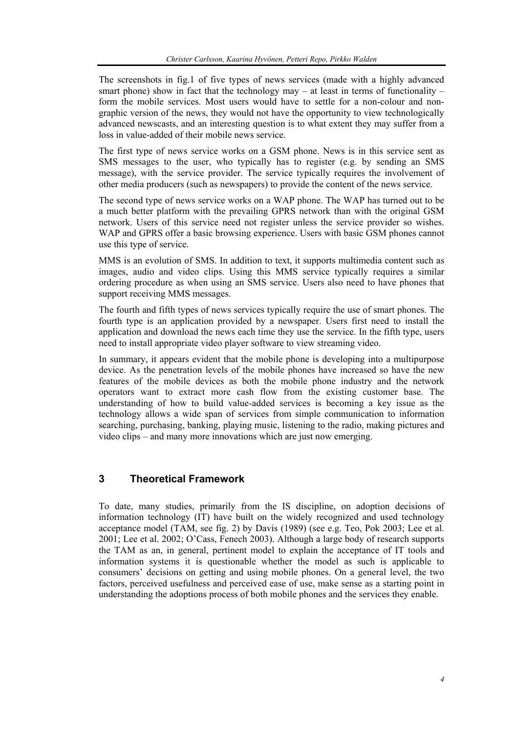The screenshots in fig.1 of five types of news services (made with a highly advanced smart phone) show in fact that the technology may – at least in terms of functionality – form the mobile services. Most users would have to settle for a non-colour and non-graphic version of the news, they would not have the opportunity to view technologically advanced newscasts, and an interesting question is to what extent they may suffer from a loss in value-added of their mobile news service.

The first type of news service works on a GSM phone. News is in this service sent as SMS messages to the user, who typically has to register (e.g. by sending an SMS message), with the service provider. The service typically requires the involvement of other media producers (such as newspapers) to provide the content of the news service.

The second type of news service works on a WAP phone. The WAP has turned out to be a much better platform with the prevailing GPRS network than with the original GSM network. Users of this service need not register unless the service provider so wishes. WAP and GPRS offer a basic browsing experience. Users with basic GSM phones cannot use this type of service.

MMS is an evolution of SMS. In addition to text, it supports multimedia content such as images, audio and video clips. Using this MMS service typically requires a similar ordering procedure as when using an SMS service. Users also need to have phones that support receiving MMS messages.

The fourth and fifth types of news services typically require the use of smart phones. The fourth type is an application provided by a newspaper. Users first need to install the application and download the news each time they use the service. In the fifth type, users need to install appropriate video player software to view streaming video.

In summary, it appears evident that the mobile phone is developing into a multipurpose device. As the penetration levels of the mobile phones have increased so have the new features of the mobile devices as both the mobile phone industry and the network operators want to extract more cash flow from the existing customer base. The understanding of how to build value-added services is becoming a key issue as the technology allows a wide span of services from simple communication to information searching, purchasing, banking, playing music, listening to the radio, making pictures and video clips – and many more innovations which are just now emerging.

## 3 Theoretical Framework

To date, many studies, primarily from the IS discipline, on adoption decisions of information technology (IT) have built on the widely recognized and used technology acceptance model (TAM, see fig. 2) by Davis (1989) (see e.g. Teo, Pok 2003; Lee et al. 2001; Lee et al. 2002; O'Cass, Fenech 2003). Although a large body of research supports the TAM as an, in general, pertinent model to explain the acceptance of IT tools and information systems it is questionable whether the model as such is applicable to consumers' decisions on getting and using mobile phones. On a general level, the two factors, perceived usefulness and perceived ease of use, make sense as a starting point in understanding the adoptions process of both mobile phones and the services they enable.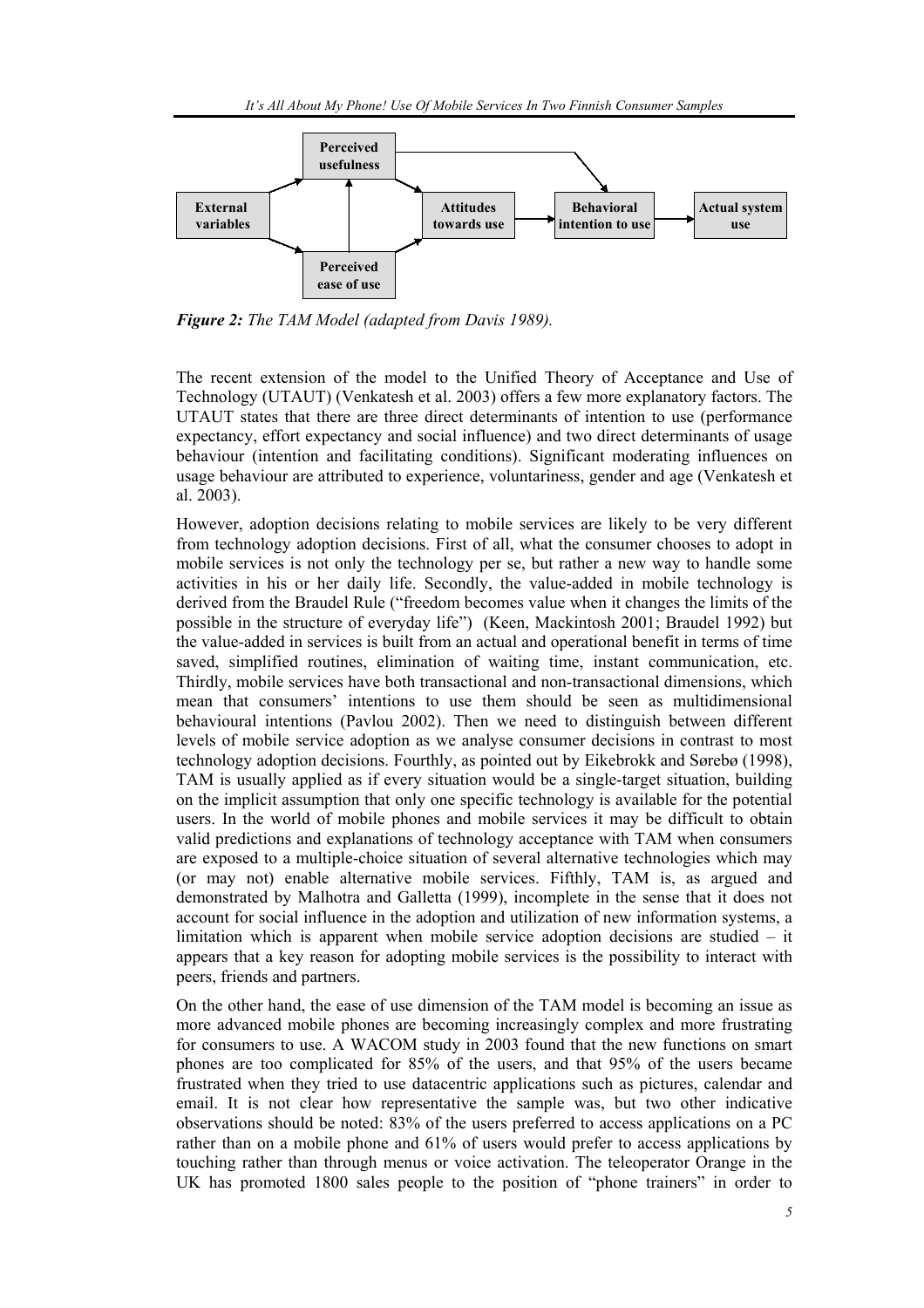*Figure 2: The TAM Model (adapted from Davis 1989).*

The recent extension of the model to the Unified Theory of Acceptance and Use of Technology (UTAUT) (Venkatesh et al. 2003) offers a few more explanatory factors. The UTAUT states that there are three direct determinants of intention to use (performance expectancy, effort expectancy and social influence) and two direct determinants of usage behaviour (intention and facilitating conditions). Significant moderating influences on usage behaviour are attributed to experience, voluntariness, gender and age (Venkatesh et al. 2003).

However, adoption decisions relating to mobile services are likely to be very different from technology adoption decisions. First of all, what the consumer chooses to adopt in mobile services is not only the technology per se, but rather a new way to handle some activities in his or her daily life. Secondly, the value-added in mobile technology is derived from the Braudel Rule ("freedom becomes value when it changes the limits of the possible in the structure of everyday life") (Keen, Mackintosh 2001; Braudel 1992) but the value-added in services is built from an actual and operational benefit in terms of time saved, simplified routines, elimination of waiting time, instant communication, etc. Thirdly, mobile services have both transactional and non-transactional dimensions, which mean that consumers' intentions to use them should be seen as multidimensional behavioural intentions (Pavlou 2002). Then we need to distinguish between different levels of mobile service adoption as we analyse consumer decisions in contrast to most technology adoption decisions. Fourthly, as pointed out by Eikebrokk and Sørebø (1998), TAM is usually applied as if every situation would be a single-target situation, building on the implicit assumption that only one specific technology is available for the potential users. In the world of mobile phones and mobile services it may be difficult to obtain valid predictions and explanations of technology acceptance with TAM when consumers are exposed to a multiple-choice situation of several alternative technologies which may (or may not) enable alternative mobile services. Fifthly, TAM is, as argued and demonstrated by Malhotra and Galletta (1999), incomplete in the sense that it does not account for social influence in the adoption and utilization of new information systems, a limitation which is apparent when mobile service adoption decisions are studied – it appears that a key reason for adopting mobile services is the possibility to interact with peers, friends and partners.

On the other hand, the ease of use dimension of the TAM model is becoming an issue as more advanced mobile phones are becoming increasingly complex and more frustrating for consumers to use. A WACOM study in 2003 found that the new functions on smart phones are too complicated for 85% of the users, and that 95% of the users became frustrated when they tried to use datacentric applications such as pictures, calendar and email. It is not clear how representative the sample was, but two other indicative observations should be noted: 83% of the users preferred to access applications on a PC rather than on a mobile phone and 61% of users would prefer to access applications by touching rather than through menus or voice activation. The teleoperator Orange in the UK has promoted 1800 sales people to the position of "phone trainers" in order to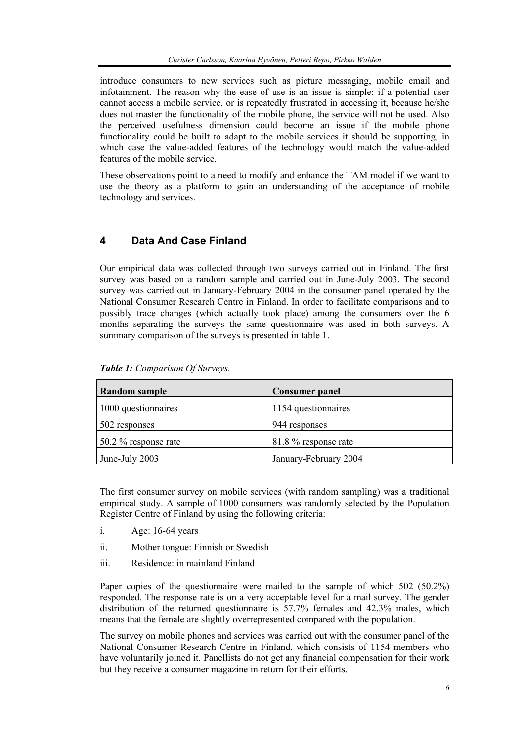introduce consumers to new services such as picture messaging, mobile email and infotainment. The reason why the ease of use is an issue is simple: if a potential user cannot access a mobile service, or is repeatedly frustrated in accessing it, because he/she does not master the functionality of the mobile phone, the service will not be used. Also the perceived usefulness dimension could become an issue if the mobile phone functionality could be built to adapt to the mobile services it should be supporting, in which case the value-added features of the technology would match the value-added features of the mobile service.

These observations point to a need to modify and enhance the TAM model if we want to use the theory as a platform to gain an understanding of the acceptance of mobile technology and services.

## 4 Data And Case Finland

Our empirical data was collected through two surveys carried out in Finland. The first survey was based on a random sample and carried out in June-July 2003. The second survey was carried out in January-February 2004 in the consumer panel operated by the National Consumer Research Centre in Finland. In order to facilitate comparisons and to possibly trace changes (which actually took place) among the consumers over the 6 months separating the surveys the same questionnaire was used in both surveys. A summary comparison of the surveys is presented in table 1.

***Table 1:*** *Comparison Of Surveys.*

| Random sample | Consumer panel |
|---|---|
| 1000 questionnaires | 1154 questionnaires |
| 502 responses | 944 responses |
| 50.2 % response rate | 81.8 % response rate |
| June-July 2003 | January-February 2004 |

The first consumer survey on mobile services (with random sampling) was a traditional empirical study. A sample of 1000 consumers was randomly selected by the Population Register Centre of Finland by using the following criteria:

i. Age: 16-64 years

ii. Mother tongue: Finnish or Swedish

iii. Residence: in mainland Finland

Paper copies of the questionnaire were mailed to the sample of which 502 (50.2%) responded. The response rate is on a very acceptable level for a mail survey. The gender distribution of the returned questionnaire is 57.7% females and 42.3% males, which means that the female are slightly overrepresented compared with the population.

The survey on mobile phones and services was carried out with the consumer panel of the National Consumer Research Centre in Finland, which consists of 1154 members who have voluntarily joined it. Panellists do not get any financial compensation for their work but they receive a consumer magazine in return for their efforts.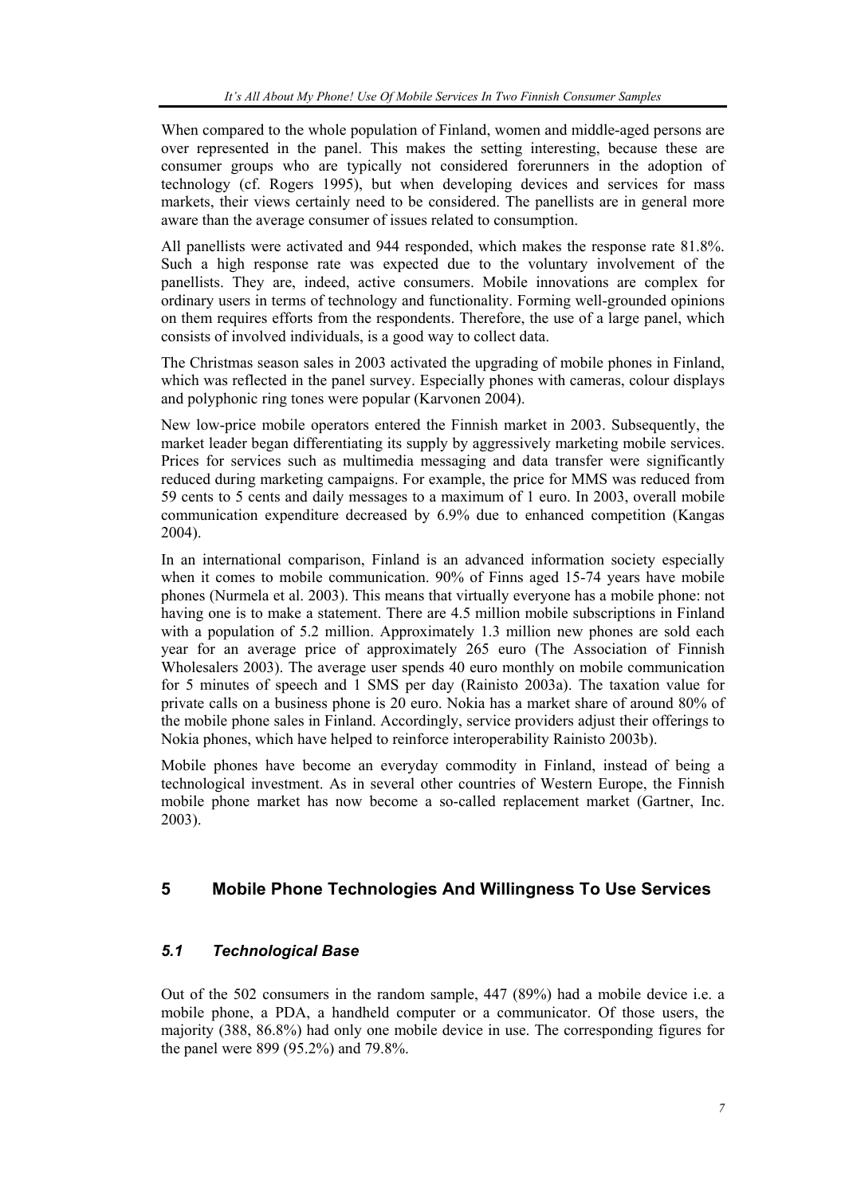When compared to the whole population of Finland, women and middle-aged persons are over represented in the panel. This makes the setting interesting, because these are consumer groups who are typically not considered forerunners in the adoption of technology (cf. Rogers 1995), but when developing devices and services for mass markets, their views certainly need to be considered. The panellists are in general more aware than the average consumer of issues related to consumption.

All panellists were activated and 944 responded, which makes the response rate 81.8%. Such a high response rate was expected due to the voluntary involvement of the panellists. They are, indeed, active consumers. Mobile innovations are complex for ordinary users in terms of technology and functionality. Forming well-grounded opinions on them requires efforts from the respondents. Therefore, the use of a large panel, which consists of involved individuals, is a good way to collect data.

The Christmas season sales in 2003 activated the upgrading of mobile phones in Finland, which was reflected in the panel survey. Especially phones with cameras, colour displays and polyphonic ring tones were popular (Karvonen 2004).

New low-price mobile operators entered the Finnish market in 2003. Subsequently, the market leader began differentiating its supply by aggressively marketing mobile services. Prices for services such as multimedia messaging and data transfer were significantly reduced during marketing campaigns. For example, the price for MMS was reduced from 59 cents to 5 cents and daily messages to a maximum of 1 euro. In 2003, overall mobile communication expenditure decreased by 6.9% due to enhanced competition (Kangas 2004).

In an international comparison, Finland is an advanced information society especially when it comes to mobile communication. 90% of Finns aged 15-74 years have mobile phones (Nurmela et al. 2003). This means that virtually everyone has a mobile phone: not having one is to make a statement. There are 4.5 million mobile subscriptions in Finland with a population of 5.2 million. Approximately 1.3 million new phones are sold each year for an average price of approximately 265 euro (The Association of Finnish Wholesalers 2003). The average user spends 40 euro monthly on mobile communication for 5 minutes of speech and 1 SMS per day (Rainisto 2003a). The taxation value for private calls on a business phone is 20 euro. Nokia has a market share of around 80% of the mobile phone sales in Finland. Accordingly, service providers adjust their offerings to Nokia phones, which have helped to reinforce interoperability Rainisto 2003b).

Mobile phones have become an everyday commodity in Finland, instead of being a technological investment. As in several other countries of Western Europe, the Finnish mobile phone market has now become a so-called replacement market (Gartner, Inc. 2003).

## 5 Mobile Phone Technologies And Willingness To Use Services

### *5.1 Technological Base*

Out of the 502 consumers in the random sample, 447 (89%) had a mobile device i.e. a mobile phone, a PDA, a handheld computer or a communicator. Of those users, the majority (388, 86.8%) had only one mobile device in use. The corresponding figures for the panel were 899 (95.2%) and 79.8%.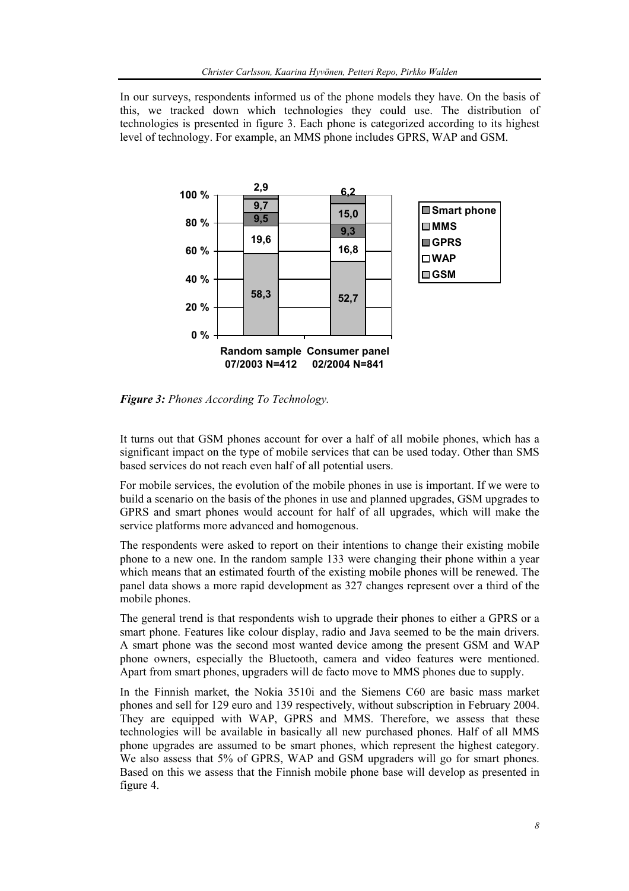In our surveys, respondents informed us of the phone models they have. On the basis of this, we tracked down which technologies they could use. The distribution of technologies is presented in figure 3. Each phone is categorized according to its highest level of technology. For example, an MMS phone includes GPRS, WAP and GSM.

| | Random sample 07/2003 N=412 | Consumer panel 02/2004 N=841 |
|---|---|---|
| Smart phone | 2,9 | 6,2 |
| MMS | 9,7 | 15,0 |
| GPRS | 9,5 | 9,3 |
| WAP | 19,6 | 16,8 |
| GSM | 58,3 | 52,7 |

***Figure 3:*** *Phones According To Technology.*

It turns out that GSM phones account for over a half of all mobile phones, which has a significant impact on the type of mobile services that can be used today. Other than SMS based services do not reach even half of all potential users.

For mobile services, the evolution of the mobile phones in use is important. If we were to build a scenario on the basis of the phones in use and planned upgrades, GSM upgrades to GPRS and smart phones would account for half of all upgrades, which will make the service platforms more advanced and homogenous.

The respondents were asked to report on their intentions to change their existing mobile phone to a new one. In the random sample 133 were changing their phone within a year which means that an estimated fourth of the existing mobile phones will be renewed. The panel data shows a more rapid development as 327 changes represent over a third of the mobile phones.

The general trend is that respondents wish to upgrade their phones to either a GPRS or a smart phone. Features like colour display, radio and Java seemed to be the main drivers. A smart phone was the second most wanted device among the present GSM and WAP phone owners, especially the Bluetooth, camera and video features were mentioned. Apart from smart phones, upgraders will de facto move to MMS phones due to supply.

In the Finnish market, the Nokia 3510i and the Siemens C60 are basic mass market phones and sell for 129 euro and 139 respectively, without subscription in February 2004. They are equipped with WAP, GPRS and MMS. Therefore, we assess that these technologies will be available in basically all new purchased phones. Half of all MMS phone upgrades are assumed to be smart phones, which represent the highest category. We also assess that 5% of GPRS, WAP and GSM upgraders will go for smart phones. Based on this we assess that the Finnish mobile phone base will develop as presented in figure 4.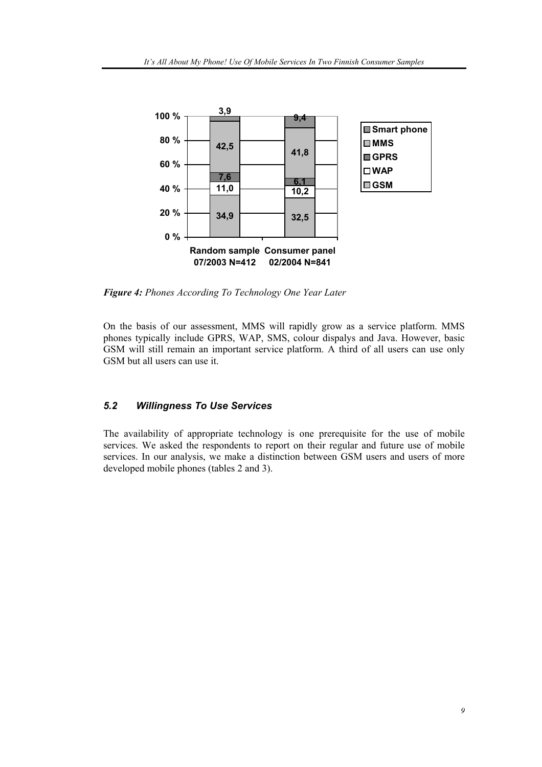*Figure 4:* *Phones According To Technology One Year Later*

On the basis of our assessment, MMS will rapidly grow as a service platform. MMS phones typically include GPRS, WAP, SMS, colour dispalys and Java. However, basic GSM will still remain an important service platform. A third of all users can use only GSM but all users can use it.

### *5.2 Willingness To Use Services*

The availability of appropriate technology is one prerequisite for the use of mobile services. We asked the respondents to report on their regular and future use of mobile services. In our analysis, we make a distinction between GSM users and users of more developed mobile phones (tables 2 and 3).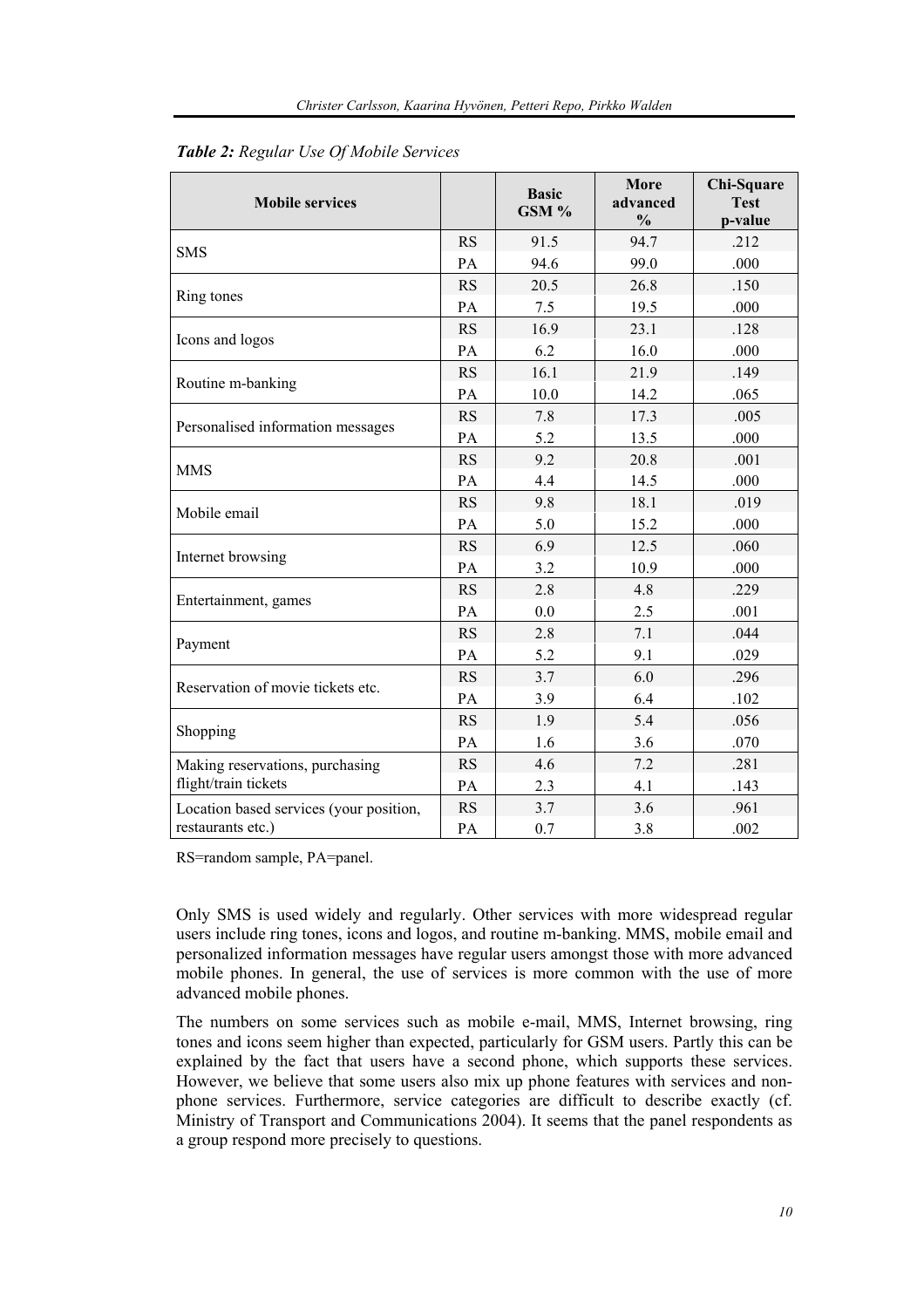*Table 2: Regular Use Of Mobile Services*

| Mobile services | | Basic GSM % | More advanced % | Chi-Square Test p-value |
|---|---|---|---|---|
| SMS | RS | 91.5 | 94.7 | .212 |
| | PA | 94.6 | 99.0 | .000 |
| Ring tones | RS | 20.5 | 26.8 | .150 |
| | PA | 7.5 | 19.5 | .000 |
| Icons and logos | RS | 16.9 | 23.1 | .128 |
| | PA | 6.2 | 16.0 | .000 |
| Routine m-banking | RS | 16.1 | 21.9 | .149 |
| | PA | 10.0 | 14.2 | .065 |
| Personalised information messages | RS | 7.8 | 17.3 | .005 |
| | PA | 5.2 | 13.5 | .000 |
| MMS | RS | 9.2 | 20.8 | .001 |
| | PA | 4.4 | 14.5 | .000 |
| Mobile email | RS | 9.8 | 18.1 | .019 |
| | PA | 5.0 | 15.2 | .000 |
| Internet browsing | RS | 6.9 | 12.5 | .060 |
| | PA | 3.2 | 10.9 | .000 |
| Entertainment, games | RS | 2.8 | 4.8 | .229 |
| | PA | 0.0 | 2.5 | .001 |
| Payment | RS | 2.8 | 7.1 | .044 |
| | PA | 5.2 | 9.1 | .029 |
| Reservation of movie tickets etc. | RS | 3.7 | 6.0 | .296 |
| | PA | 3.9 | 6.4 | .102 |
| Shopping | RS | 1.9 | 5.4 | .056 |
| | PA | 1.6 | 3.6 | .070 |
| Making reservations, purchasing flight/train tickets | RS | 4.6 | 7.2 | .281 |
| | PA | 2.3 | 4.1 | .143 |
| Location based services (your position, restaurants etc.) | RS | 3.7 | 3.6 | .961 |
| | PA | 0.7 | 3.8 | .002 |

RS=random sample, PA=panel.

Only SMS is used widely and regularly. Other services with more widespread regular users include ring tones, icons and logos, and routine m-banking. MMS, mobile email and personalized information messages have regular users amongst those with more advanced mobile phones. In general, the use of services is more common with the use of more advanced mobile phones.

The numbers on some services such as mobile e-mail, MMS, Internet browsing, ring tones and icons seem higher than expected, particularly for GSM users. Partly this can be explained by the fact that users have a second phone, which supports these services. However, we believe that some users also mix up phone features with services and non-phone services. Furthermore, service categories are difficult to describe exactly (cf. Ministry of Transport and Communications 2004). It seems that the panel respondents as a group respond more precisely to questions.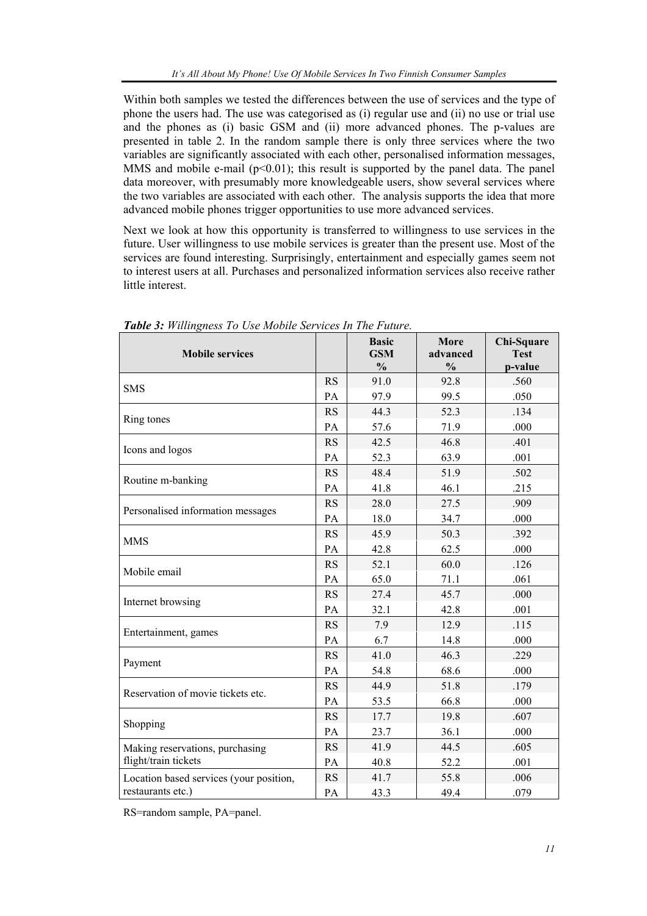Within both samples we tested the differences between the use of services and the type of phone the users had. The use was categorised as (i) regular use and (ii) no use or trial use and the phones as (i) basic GSM and (ii) more advanced phones. The p-values are presented in table 2. In the random sample there is only three services where the two variables are significantly associated with each other, personalised information messages, MMS and mobile e-mail ($p<0.01$); this result is supported by the panel data. The panel data moreover, with presumably more knowledgeable users, show several services where the two variables are associated with each other. The analysis supports the idea that more advanced mobile phones trigger opportunities to use more advanced services.

Next we look at how this opportunity is transferred to willingness to use services in the future. User willingness to use mobile services is greater than the present use. Most of the services are found interesting. Surprisingly, entertainment and especially games seem not to interest users at all. Purchases and personalized information services also receive rather little interest.

***Table 3:*** *Willingness To Use Mobile Services In The Future.*

| Mobile services | | Basic GSM % | More advanced % | Chi-Square Test p-value |
|---|---|---|---|---|
| SMS | RS | 91.0 | 92.8 | .560 |
| | PA | 97.9 | 99.5 | .050 |
| Ring tones | RS | 44.3 | 52.3 | .134 |
| | PA | 57.6 | 71.9 | .000 |
| Icons and logos | RS | 42.5 | 46.8 | .401 |
| | PA | 52.3 | 63.9 | .001 |
| Routine m-banking | RS | 48.4 | 51.9 | .502 |
| | PA | 41.8 | 46.1 | .215 |
| Personalised information messages | RS | 28.0 | 27.5 | .909 |
| | PA | 18.0 | 34.7 | .000 |
| MMS | RS | 45.9 | 50.3 | .392 |
| | PA | 42.8 | 62.5 | .000 |
| Mobile email | RS | 52.1 | 60.0 | .126 |
| | PA | 65.0 | 71.1 | .061 |
| Internet browsing | RS | 27.4 | 45.7 | .000 |
| | PA | 32.1 | 42.8 | .001 |
| Entertainment, games | RS | 7.9 | 12.9 | .115 |
| | PA | 6.7 | 14.8 | .000 |
| Payment | RS | 41.0 | 46.3 | .229 |
| | PA | 54.8 | 68.6 | .000 |
| Reservation of movie tickets etc. | RS | 44.9 | 51.8 | .179 |
| | PA | 53.5 | 66.8 | .000 |
| Shopping | RS | 17.7 | 19.8 | .607 |
| | PA | 23.7 | 36.1 | .000 |
| Making reservations, purchasing flight/train tickets | RS | 41.9 | 44.5 | .605 |
| | PA | 40.8 | 52.2 | .001 |
| Location based services (your position, restaurants etc.) | RS | 41.7 | 55.8 | .006 |
| | PA | 43.3 | 49.4 | .079 |

RS=random sample, PA=panel.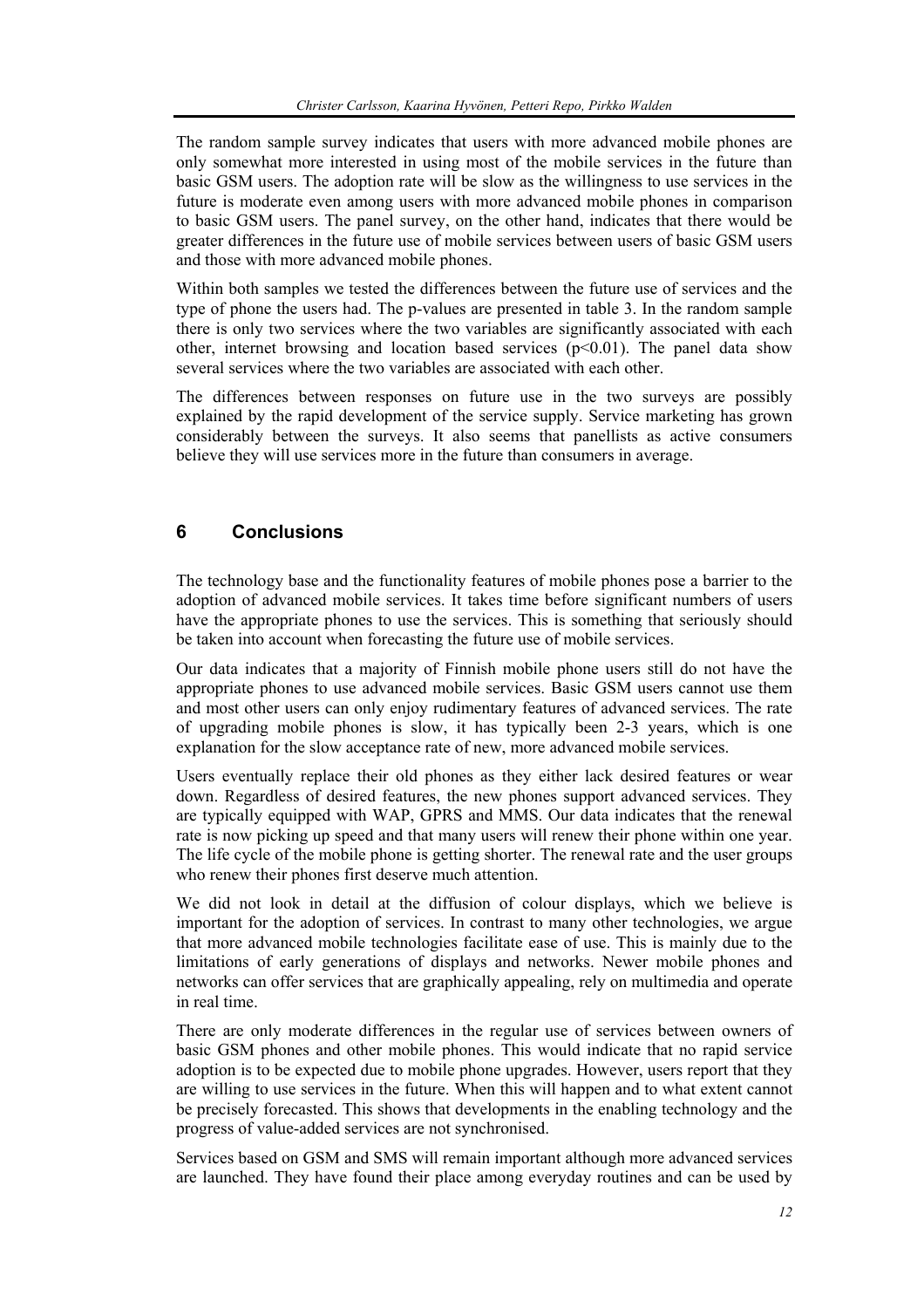The random sample survey indicates that users with more advanced mobile phones are only somewhat more interested in using most of the mobile services in the future than basic GSM users. The adoption rate will be slow as the willingness to use services in the future is moderate even among users with more advanced mobile phones in comparison to basic GSM users. The panel survey, on the other hand, indicates that there would be greater differences in the future use of mobile services between users of basic GSM users and those with more advanced mobile phones.

Within both samples we tested the differences between the future use of services and the type of phone the users had. The p-values are presented in table 3. In the random sample there is only two services where the two variables are significantly associated with each other, internet browsing and location based services ($p<0.01$). The panel data show several services where the two variables are associated with each other.

The differences between responses on future use in the two surveys are possibly explained by the rapid development of the service supply. Service marketing has grown considerably between the surveys. It also seems that panellists as active consumers believe they will use services more in the future than consumers in average.

## 6 Conclusions

The technology base and the functionality features of mobile phones pose a barrier to the adoption of advanced mobile services. It takes time before significant numbers of users have the appropriate phones to use the services. This is something that seriously should be taken into account when forecasting the future use of mobile services.

Our data indicates that a majority of Finnish mobile phone users still do not have the appropriate phones to use advanced mobile services. Basic GSM users cannot use them and most other users can only enjoy rudimentary features of advanced services. The rate of upgrading mobile phones is slow, it has typically been 2-3 years, which is one explanation for the slow acceptance rate of new, more advanced mobile services.

Users eventually replace their old phones as they either lack desired features or wear down. Regardless of desired features, the new phones support advanced services. They are typically equipped with WAP, GPRS and MMS. Our data indicates that the renewal rate is now picking up speed and that many users will renew their phone within one year. The life cycle of the mobile phone is getting shorter. The renewal rate and the user groups who renew their phones first deserve much attention.

We did not look in detail at the diffusion of colour displays, which we believe is important for the adoption of services. In contrast to many other technologies, we argue that more advanced mobile technologies facilitate ease of use. This is mainly due to the limitations of early generations of displays and networks. Newer mobile phones and networks can offer services that are graphically appealing, rely on multimedia and operate in real time.

There are only moderate differences in the regular use of services between owners of basic GSM phones and other mobile phones. This would indicate that no rapid service adoption is to be expected due to mobile phone upgrades. However, users report that they are willing to use services in the future. When this will happen and to what extent cannot be precisely forecasted. This shows that developments in the enabling technology and the progress of value-added services are not synchronised.

Services based on GSM and SMS will remain important although more advanced services are launched. They have found their place among everyday routines and can be used by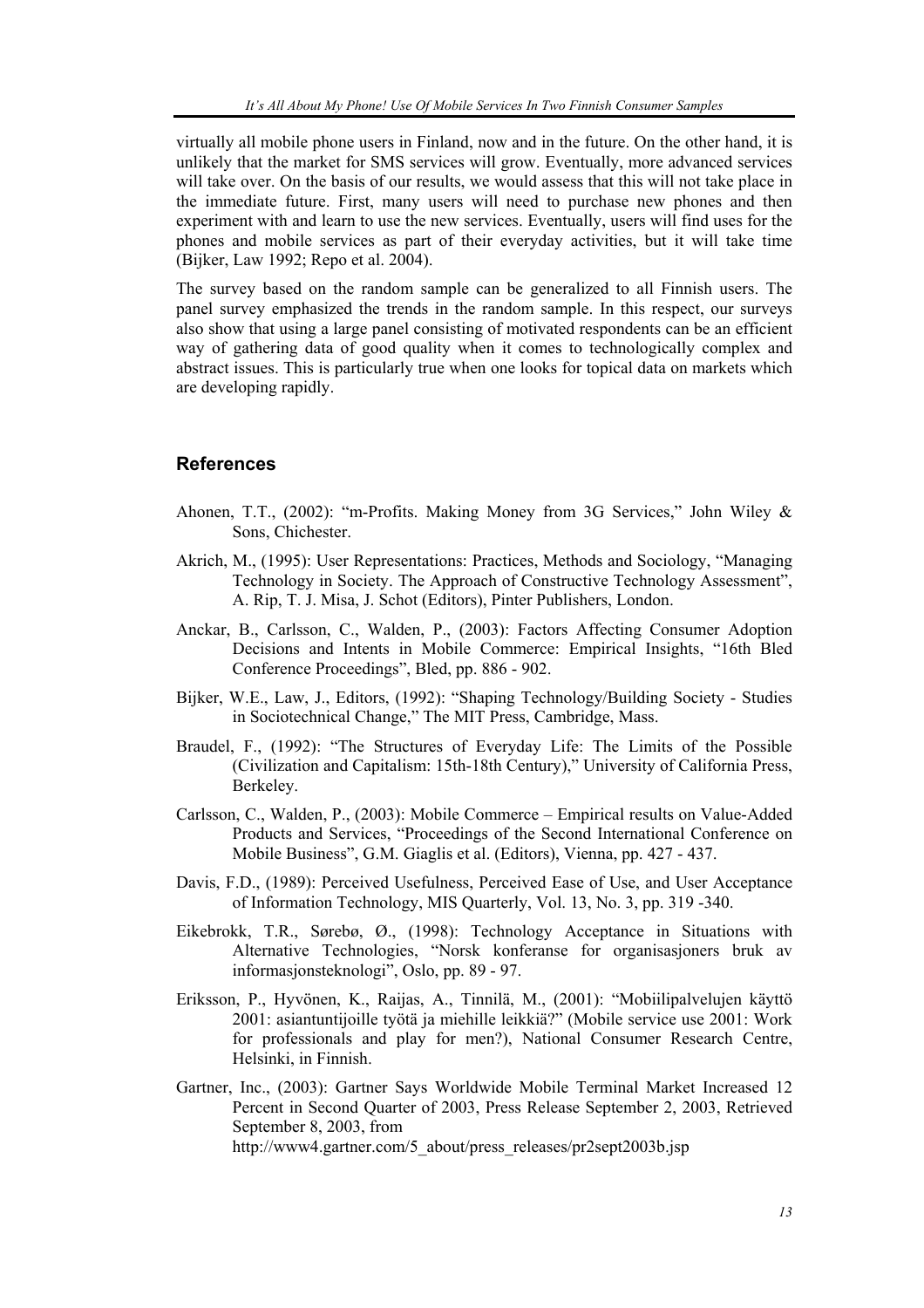virtually all mobile phone users in Finland, now and in the future. On the other hand, it is unlikely that the market for SMS services will grow. Eventually, more advanced services will take over. On the basis of our results, we would assess that this will not take place in the immediate future. First, many users will need to purchase new phones and then experiment with and learn to use the new services. Eventually, users will find uses for the phones and mobile services as part of their everyday activities, but it will take time (Bijker, Law 1992; Repo et al. 2004).

The survey based on the random sample can be generalized to all Finnish users. The panel survey emphasized the trends in the random sample. In this respect, our surveys also show that using a large panel consisting of motivated respondents can be an efficient way of gathering data of good quality when it comes to technologically complex and abstract issues. This is particularly true when one looks for topical data on markets which are developing rapidly.

## References

Ahonen, T.T., (2002): "m-Profits. Making Money from 3G Services," John Wiley & Sons, Chichester.

Akrich, M., (1995): User Representations: Practices, Methods and Sociology, "Managing Technology in Society. The Approach of Constructive Technology Assessment", A. Rip, T. J. Misa, J. Schot (Editors), Pinter Publishers, London.

Anckar, B., Carlsson, C., Walden, P., (2003): Factors Affecting Consumer Adoption Decisions and Intents in Mobile Commerce: Empirical Insights, "16th Bled Conference Proceedings", Bled, pp. 886 - 902.

Bijker, W.E., Law, J., Editors, (1992): "Shaping Technology/Building Society - Studies in Sociotechnical Change," The MIT Press, Cambridge, Mass.

Braudel, F., (1992): "The Structures of Everyday Life: The Limits of the Possible (Civilization and Capitalism: 15th-18th Century)," University of California Press, Berkeley.

Carlsson, C., Walden, P., (2003): Mobile Commerce – Empirical results on Value-Added Products and Services, "Proceedings of the Second International Conference on Mobile Business", G.M. Giaglis et al. (Editors), Vienna, pp. 427 - 437.

Davis, F.D., (1989): Perceived Usefulness, Perceived Ease of Use, and User Acceptance of Information Technology, MIS Quarterly, Vol. 13, No. 3, pp. 319 -340.

Eikebrokk, T.R., Sørebø, Ø., (1998): Technology Acceptance in Situations with Alternative Technologies, "Norsk konferanse for organisasjoners bruk av informasjonsteknologi", Oslo, pp. 89 - 97.

Eriksson, P., Hyvönen, K., Raijas, A., Tinnilä, M., (2001): "Mobiilipalvelujen käyttö 2001: asiantuntijoille työtä ja miehille leikkiä?" (Mobile service use 2001: Work for professionals and play for men?), National Consumer Research Centre, Helsinki, in Finnish.

Gartner, Inc., (2003): Gartner Says Worldwide Mobile Terminal Market Increased 12 Percent in Second Quarter of 2003, Press Release September 2, 2003, Retrieved September 8, 2003, from http://www4.gartner.com/5_about/press_releases/pr2sept2003b.jsp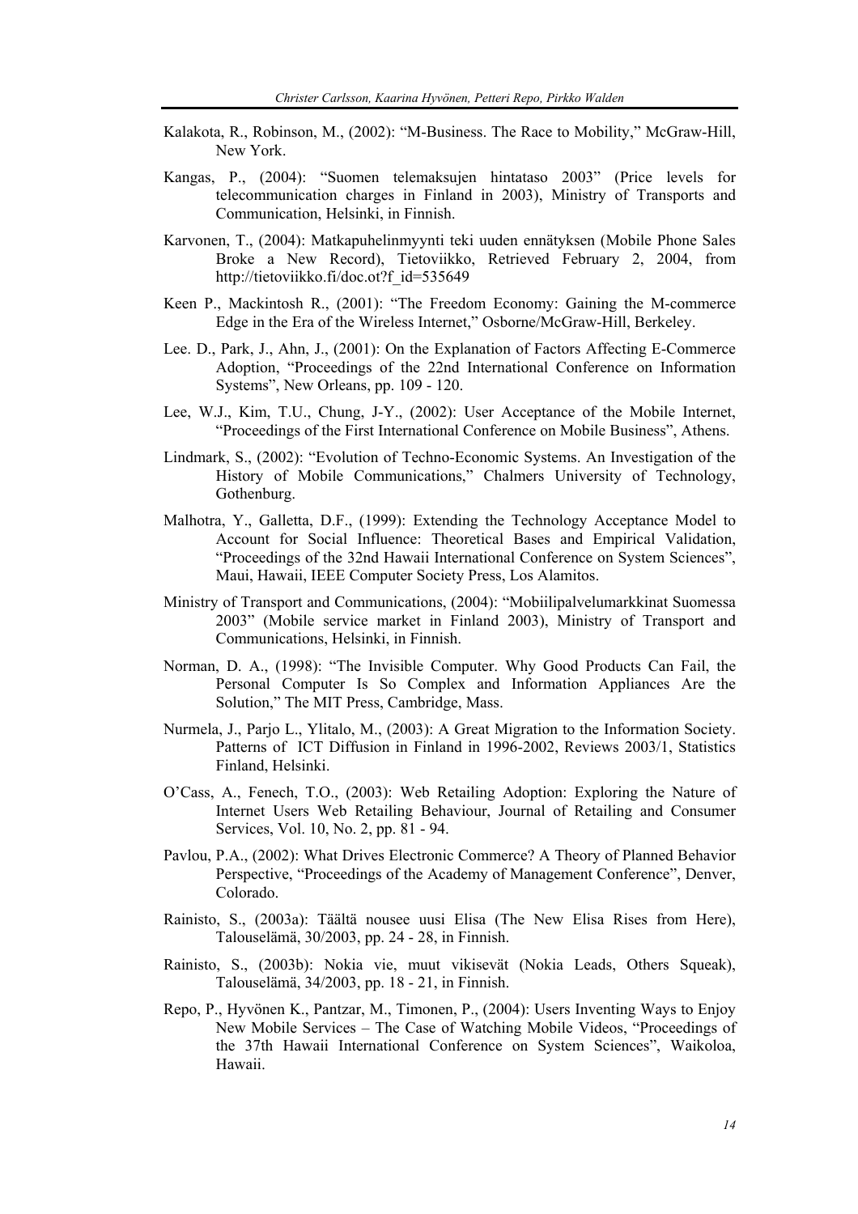Kalakota, R., Robinson, M., (2002): "M-Business. The Race to Mobility," McGraw-Hill, New York.

Kangas, P., (2004): "Suomen telemaksujen hintataso 2003" (Price levels for telecommunication charges in Finland in 2003), Ministry of Transports and Communication, Helsinki, in Finnish.

Karvonen, T., (2004): Matkapuhelinmyynti teki uuden ennätyksen (Mobile Phone Sales Broke a New Record), Tietoviikko, Retrieved February 2, 2004, from http://tietoviikko.fi/doc.ot?f_id=535649

Keen P., Mackintosh R., (2001): "The Freedom Economy: Gaining the M-commerce Edge in the Era of the Wireless Internet," Osborne/McGraw-Hill, Berkeley.

Lee. D., Park, J., Ahn, J., (2001): On the Explanation of Factors Affecting E-Commerce Adoption, "Proceedings of the 22nd International Conference on Information Systems", New Orleans, pp. 109 - 120.

Lee, W.J., Kim, T.U., Chung, J-Y., (2002): User Acceptance of the Mobile Internet, "Proceedings of the First International Conference on Mobile Business", Athens.

Lindmark, S., (2002): "Evolution of Techno-Economic Systems. An Investigation of the History of Mobile Communications," Chalmers University of Technology, Gothenburg.

Malhotra, Y., Galletta, D.F., (1999): Extending the Technology Acceptance Model to Account for Social Influence: Theoretical Bases and Empirical Validation, "Proceedings of the 32nd Hawaii International Conference on System Sciences", Maui, Hawaii, IEEE Computer Society Press, Los Alamitos.

Ministry of Transport and Communications, (2004): "Mobiilipalvelumarkkinat Suomessa 2003" (Mobile service market in Finland 2003), Ministry of Transport and Communications, Helsinki, in Finnish.

Norman, D. A., (1998): "The Invisible Computer. Why Good Products Can Fail, the Personal Computer Is So Complex and Information Appliances Are the Solution," The MIT Press, Cambridge, Mass.

Nurmela, J., Parjo L., Ylitalo, M., (2003): A Great Migration to the Information Society. Patterns of ICT Diffusion in Finland in 1996-2002, Reviews 2003/1, Statistics Finland, Helsinki.

O'Cass, A., Fenech, T.O., (2003): Web Retailing Adoption: Exploring the Nature of Internet Users Web Retailing Behaviour, Journal of Retailing and Consumer Services, Vol. 10, No. 2, pp. 81 - 94.

Pavlou, P.A., (2002): What Drives Electronic Commerce? A Theory of Planned Behavior Perspective, "Proceedings of the Academy of Management Conference", Denver, Colorado.

Rainisto, S., (2003a): Täältä nousee uusi Elisa (The New Elisa Rises from Here), Talouselämä, 30/2003, pp. 24 - 28, in Finnish.

Rainisto, S., (2003b): Nokia vie, muut vikisevät (Nokia Leads, Others Squeak), Talouselämä, 34/2003, pp. 18 - 21, in Finnish.

Repo, P., Hyvönen K., Pantzar, M., Timonen, P., (2004): Users Inventing Ways to Enjoy New Mobile Services – The Case of Watching Mobile Videos, "Proceedings of the 37th Hawaii International Conference on System Sciences", Waikoloa, Hawaii.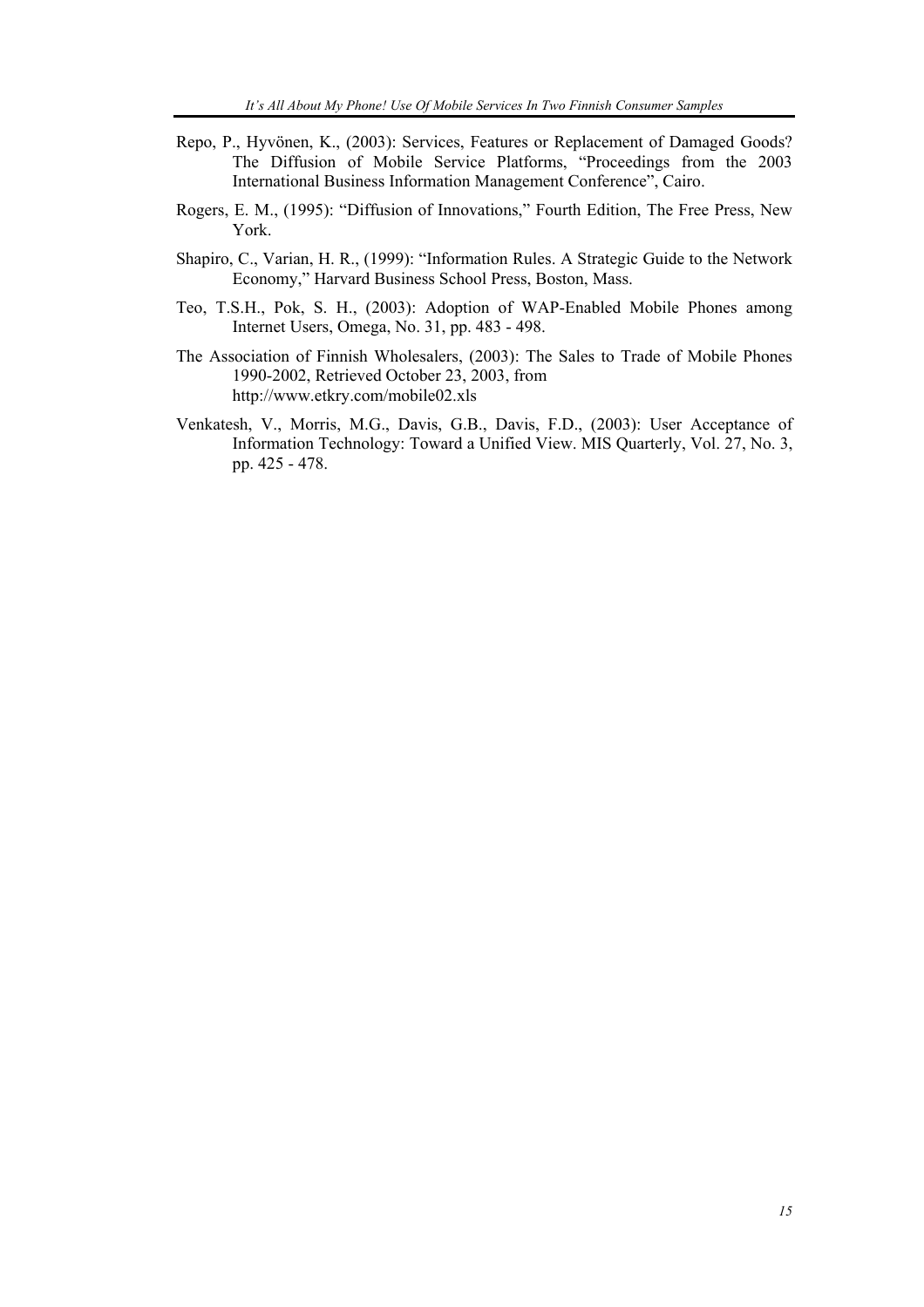Repo, P., Hyvönen, K., (2003): Services, Features or Replacement of Damaged Goods? The Diffusion of Mobile Service Platforms, "Proceedings from the 2003 International Business Information Management Conference", Cairo.

Rogers, E. M., (1995): "Diffusion of Innovations," Fourth Edition, The Free Press, New York.

Shapiro, C., Varian, H. R., (1999): "Information Rules. A Strategic Guide to the Network Economy," Harvard Business School Press, Boston, Mass.

Teo, T.S.H., Pok, S. H., (2003): Adoption of WAP-Enabled Mobile Phones among Internet Users, Omega, No. 31, pp. 483 - 498.

The Association of Finnish Wholesalers, (2003): The Sales to Trade of Mobile Phones 1990-2002, Retrieved October 23, 2003, from http://www.etkry.com/mobile02.xls

Venkatesh, V., Morris, M.G., Davis, G.B., Davis, F.D., (2003): User Acceptance of Information Technology: Toward a Unified View. MIS Quarterly, Vol. 27, No. 3, pp. 425 - 478.